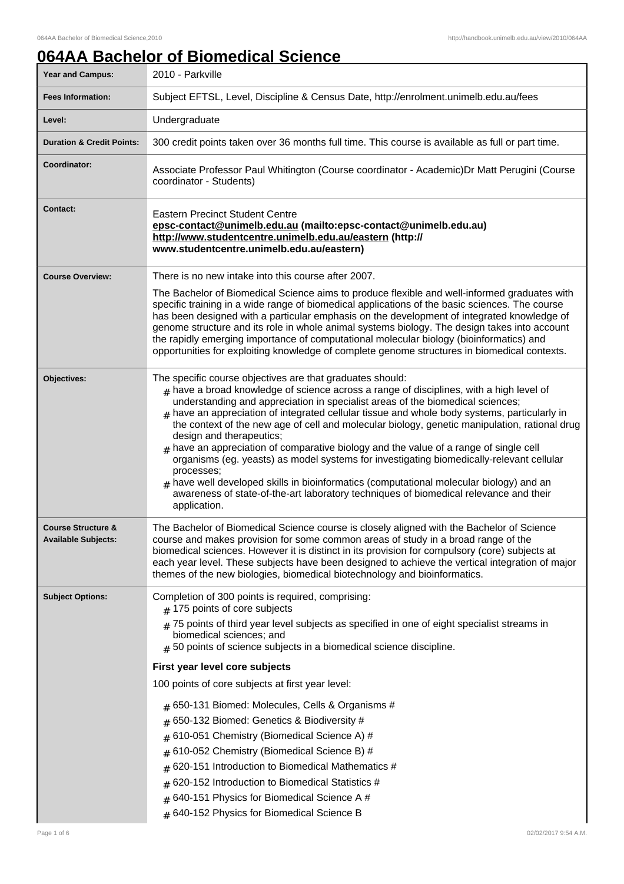# 064AA Bachelor of Biomedical Science

| | |
|---|---|
| **Year and Campus:** | 2010 - Parkville |
| **Fees Information:** | Subject EFTSL, Level, Discipline & Census Date, http://enrolment.unimelb.edu.au/fees |
| **Level:** | Undergraduate |
| **Duration & Credit Points:** | 300 credit points taken over 36 months full time. This course is available as full or part time. |
| **Coordinator:** | Associate Professor Paul Whitington (Course coordinator - Academic)Dr Matt Perugini (Course coordinator - Students) |
| **Contact:** | Eastern Precinct Student Centre<br>**epsc-contact@unimelb.edu.au (mailto:epsc-contact@unimelb.edu.au)**<br>**http://www.studentcentre.unimelb.edu.au/eastern (http://www.studentcentre.unimelb.edu.au/eastern)** |
| **Course Overview:** | There is no new intake into this course after 2007.<br><br>The Bachelor of Biomedical Science aims to produce flexible and well-informed graduates with specific training in a wide range of biomedical applications of the basic sciences. The course has been designed with a particular emphasis on the development of integrated knowledge of genome structure and its role in whole animal systems biology. The design takes into account the rapidly emerging importance of computational molecular biology (bioinformatics) and opportunities for exploiting knowledge of complete genome structures in biomedical contexts. |
| **Objectives:** | The specific course objectives are that graduates should:<br># have a broad knowledge of science across a range of disciplines, with a high level of understanding and appreciation in specialist areas of the biomedical sciences;<br># have an appreciation of integrated cellular tissue and whole body systems, particularly in the context of the new age of cell and molecular biology, genetic manipulation, rational drug design and therapeutics;<br># have an appreciation of comparative biology and the value of a range of single cell organisms (eg. yeasts) as model systems for investigating biomedically-relevant cellular processes;<br># have well developed skills in bioinformatics (computational molecular biology) and an awareness of state-of-the-art laboratory techniques of biomedical relevance and their application. |
| **Course Structure & Available Subjects:** | The Bachelor of Biomedical Science course is closely aligned with the Bachelor of Science course and makes provision for some common areas of study in a broad range of the biomedical sciences. However it is distinct in its provision for compulsory (core) subjects at each year level. These subjects have been designed to achieve the vertical integration of major themes of the new biologies, biomedical biotechnology and bioinformatics. |
| **Subject Options:** | Completion of 300 points is required, comprising:<br># 175 points of core subjects<br># 75 points of third year level subjects as specified in one of eight specialist streams in biomedical sciences; and<br># 50 points of science subjects in a biomedical science discipline.<br><br>**First year level core subjects**<br><br>100 points of core subjects at first year level:<br><br># 650-131 Biomed: Molecules, Cells & Organisms #<br># 650-132 Biomed: Genetics & Biodiversity #<br># 610-051 Chemistry (Biomedical Science A) #<br># 610-052 Chemistry (Biomedical Science B) #<br># 620-151 Introduction to Biomedical Mathematics #<br># 620-152 Introduction to Biomedical Statistics #<br># 640-151 Physics for Biomedical Science A #<br># 640-152 Physics for Biomedical Science B |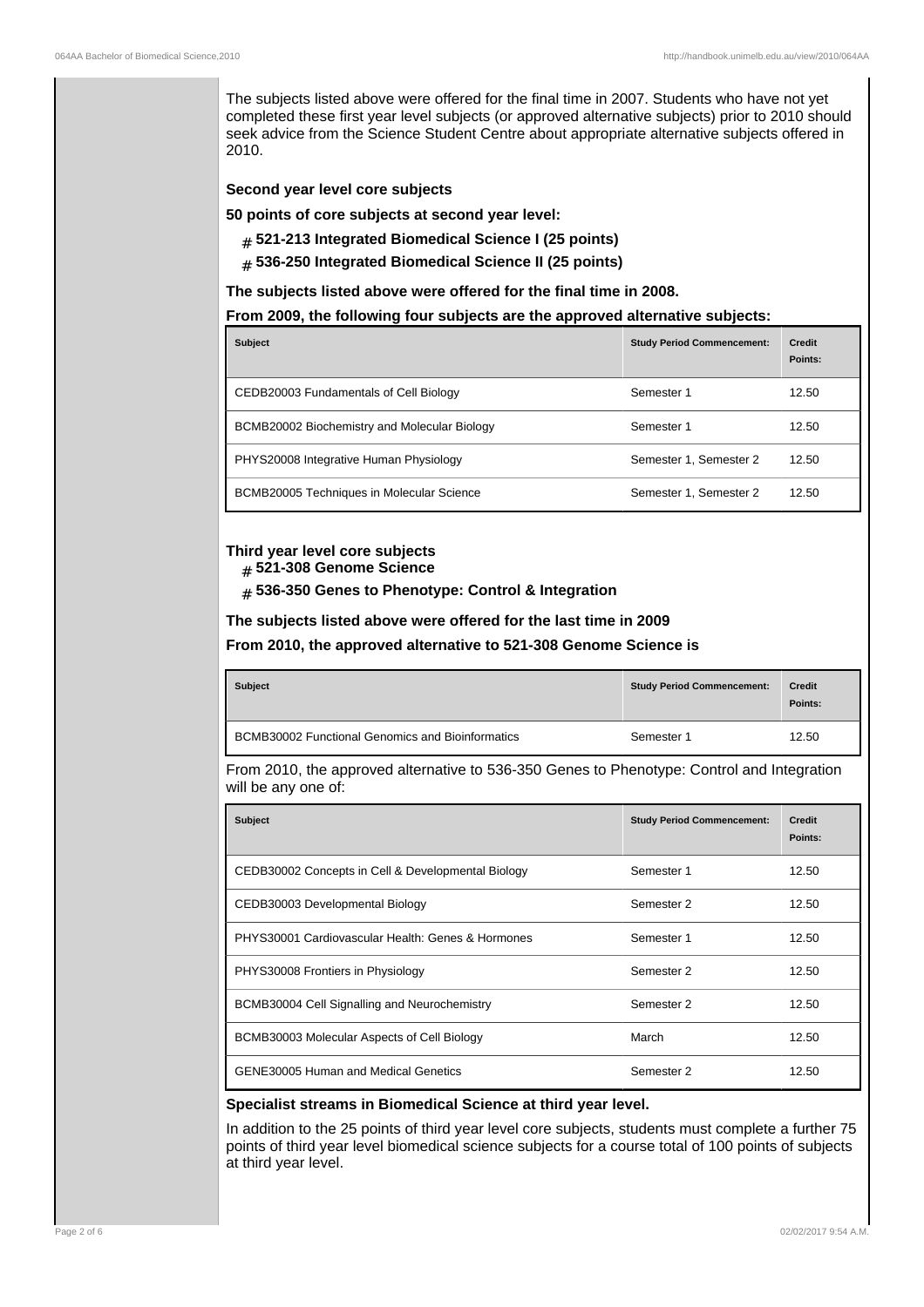The subjects listed above were offered for the final time in 2007. Students who have not yet completed these first year level subjects (or approved alternative subjects) prior to 2010 should seek advice from the Science Student Centre about appropriate alternative subjects offered in 2010.

**Second year level core subjects**

**50 points of core subjects at second year level:**

- **521-213 Integrated Biomedical Science I (25 points)**
- **536-250 Integrated Biomedical Science II (25 points)**

**The subjects listed above were offered for the final time in 2008.**

**From 2009, the following four subjects are the approved alternative subjects:**

| Subject | Study Period Commencement: | Credit Points: |
| --- | --- | --- |
| CEDB20003 Fundamentals of Cell Biology | Semester 1 | 12.50 |
| BCMB20002 Biochemistry and Molecular Biology | Semester 1 | 12.50 |
| PHYS20008 Integrative Human Physiology | Semester 1, Semester 2 | 12.50 |
| BCMB20005 Techniques in Molecular Science | Semester 1, Semester 2 | 12.50 |

**Third year level core subjects**

- **521-308 Genome Science**
- **536-350 Genes to Phenotype: Control & Integration**

**The subjects listed above were offered for the last time in 2009**

**From 2010, the approved alternative to 521-308 Genome Science is**

| Subject | Study Period Commencement: | Credit Points: |
| --- | --- | --- |
| BCMB30002 Functional Genomics and Bioinformatics | Semester 1 | 12.50 |

From 2010, the approved alternative to 536-350 Genes to Phenotype: Control and Integration will be any one of:

| Subject | Study Period Commencement: | Credit Points: |
| --- | --- | --- |
| CEDB30002 Concepts in Cell & Developmental Biology | Semester 1 | 12.50 |
| CEDB30003 Developmental Biology | Semester 2 | 12.50 |
| PHYS30001 Cardiovascular Health: Genes & Hormones | Semester 1 | 12.50 |
| PHYS30008 Frontiers in Physiology | Semester 2 | 12.50 |
| BCMB30004 Cell Signalling and Neurochemistry | Semester 2 | 12.50 |
| BCMB30003 Molecular Aspects of Cell Biology | March | 12.50 |
| GENE30005 Human and Medical Genetics | Semester 2 | 12.50 |

**Specialist streams in Biomedical Science at third year level.**

In addition to the 25 points of third year level core subjects, students must complete a further 75 points of third year level biomedical science subjects for a course total of 100 points of subjects at third year level.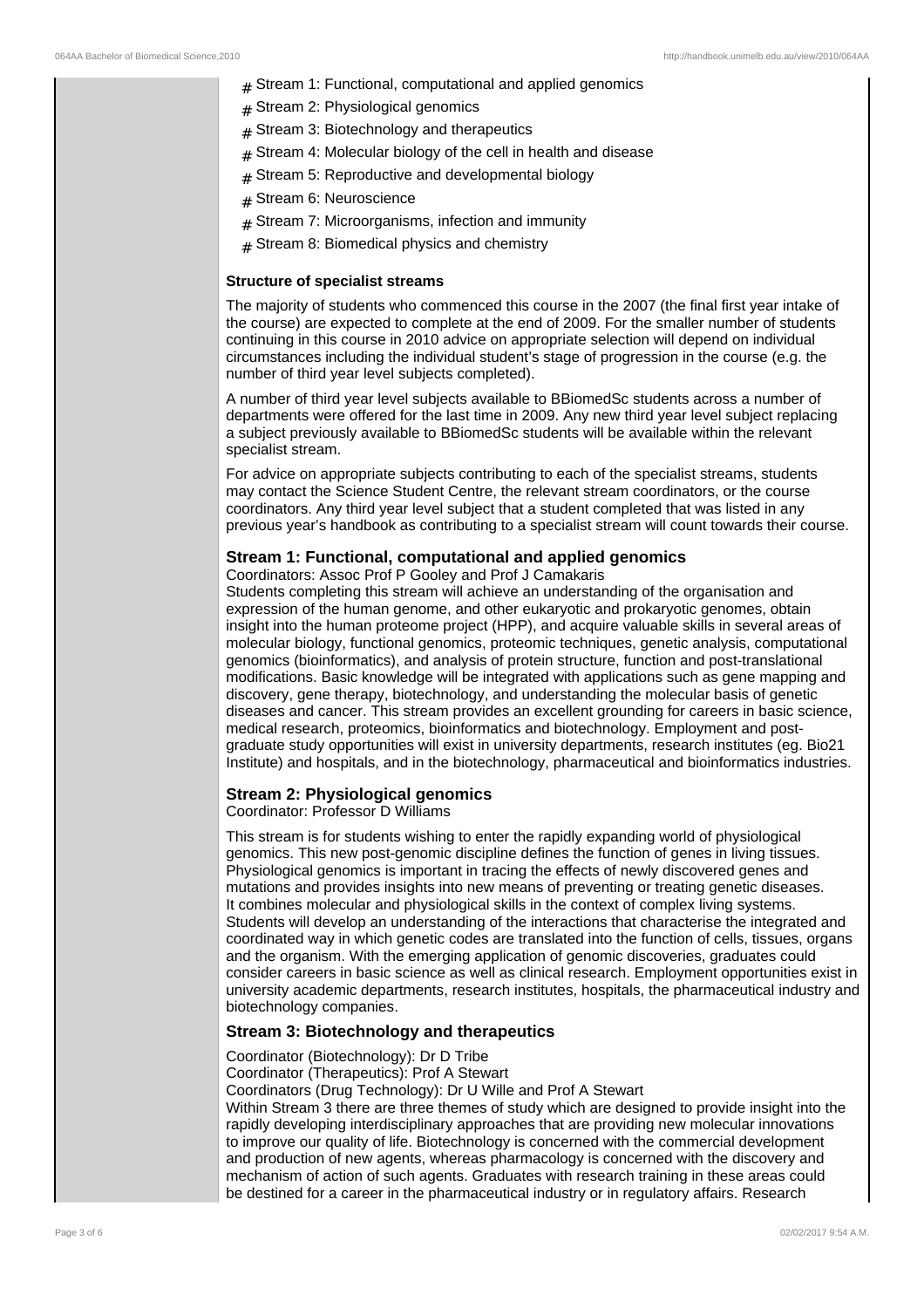- Stream 1: Functional, computational and applied genomics
- Stream 2: Physiological genomics
- Stream 3: Biotechnology and therapeutics
- Stream 4: Molecular biology of the cell in health and disease
- Stream 5: Reproductive and developmental biology
- Stream 6: Neuroscience
- Stream 7: Microorganisms, infection and immunity
- Stream 8: Biomedical physics and chemistry

**Structure of specialist streams**

The majority of students who commenced this course in the 2007 (the final first year intake of the course) are expected to complete at the end of 2009. For the smaller number of students continuing in this course in 2010 advice on appropriate selection will depend on individual circumstances including the individual student's stage of progression in the course (e.g. the number of third year level subjects completed).

A number of third year level subjects available to BBiomedSc students across a number of departments were offered for the last time in 2009. Any new third year level subject replacing a subject previously available to BBiomedSc students will be available within the relevant specialist stream.

For advice on appropriate subjects contributing to each of the specialist streams, students may contact the Science Student Centre, the relevant stream coordinators, or the course coordinators. Any third year level subject that a student completed that was listed in any previous year's handbook as contributing to a specialist stream will count towards their course.

### Stream 1: Functional, computational and applied genomics

Coordinators: Assoc Prof P Gooley and Prof J Camakaris

Students completing this stream will achieve an understanding of the organisation and expression of the human genome, and other eukaryotic and prokaryotic genomes, obtain insight into the human proteome project (HPP), and acquire valuable skills in several areas of molecular biology, functional genomics, proteomic techniques, genetic analysis, computational genomics (bioinformatics), and analysis of protein structure, function and post-translational modifications. Basic knowledge will be integrated with applications such as gene mapping and discovery, gene therapy, biotechnology, and understanding the molecular basis of genetic diseases and cancer. This stream provides an excellent grounding for careers in basic science, medical research, proteomics, bioinformatics and biotechnology. Employment and post-graduate study opportunities will exist in university departments, research institutes (eg. Bio21 Institute) and hospitals, and in the biotechnology, pharmaceutical and bioinformatics industries.

### Stream 2: Physiological genomics

Coordinator: Professor D Williams

This stream is for students wishing to enter the rapidly expanding world of physiological genomics. This new post-genomic discipline defines the function of genes in living tissues. Physiological genomics is important in tracing the effects of newly discovered genes and mutations and provides insights into new means of preventing or treating genetic diseases. It combines molecular and physiological skills in the context of complex living systems. Students will develop an understanding of the interactions that characterise the integrated and coordinated way in which genetic codes are translated into the function of cells, tissues, organs and the organism. With the emerging application of genomic discoveries, graduates could consider careers in basic science as well as clinical research. Employment opportunities exist in university academic departments, research institutes, hospitals, the pharmaceutical industry and biotechnology companies.

### Stream 3: Biotechnology and therapeutics

Coordinator (Biotechnology): Dr D Tribe

Coordinator (Therapeutics): Prof A Stewart

Coordinators (Drug Technology): Dr U Wille and Prof A Stewart

Within Stream 3 there are three themes of study which are designed to provide insight into the rapidly developing interdisciplinary approaches that are providing new molecular innovations to improve our quality of life. Biotechnology is concerned with the commercial development and production of new agents, whereas pharmacology is concerned with the discovery and mechanism of action of such agents. Graduates with research training in these areas could be destined for a career in the pharmaceutical industry or in regulatory affairs. Research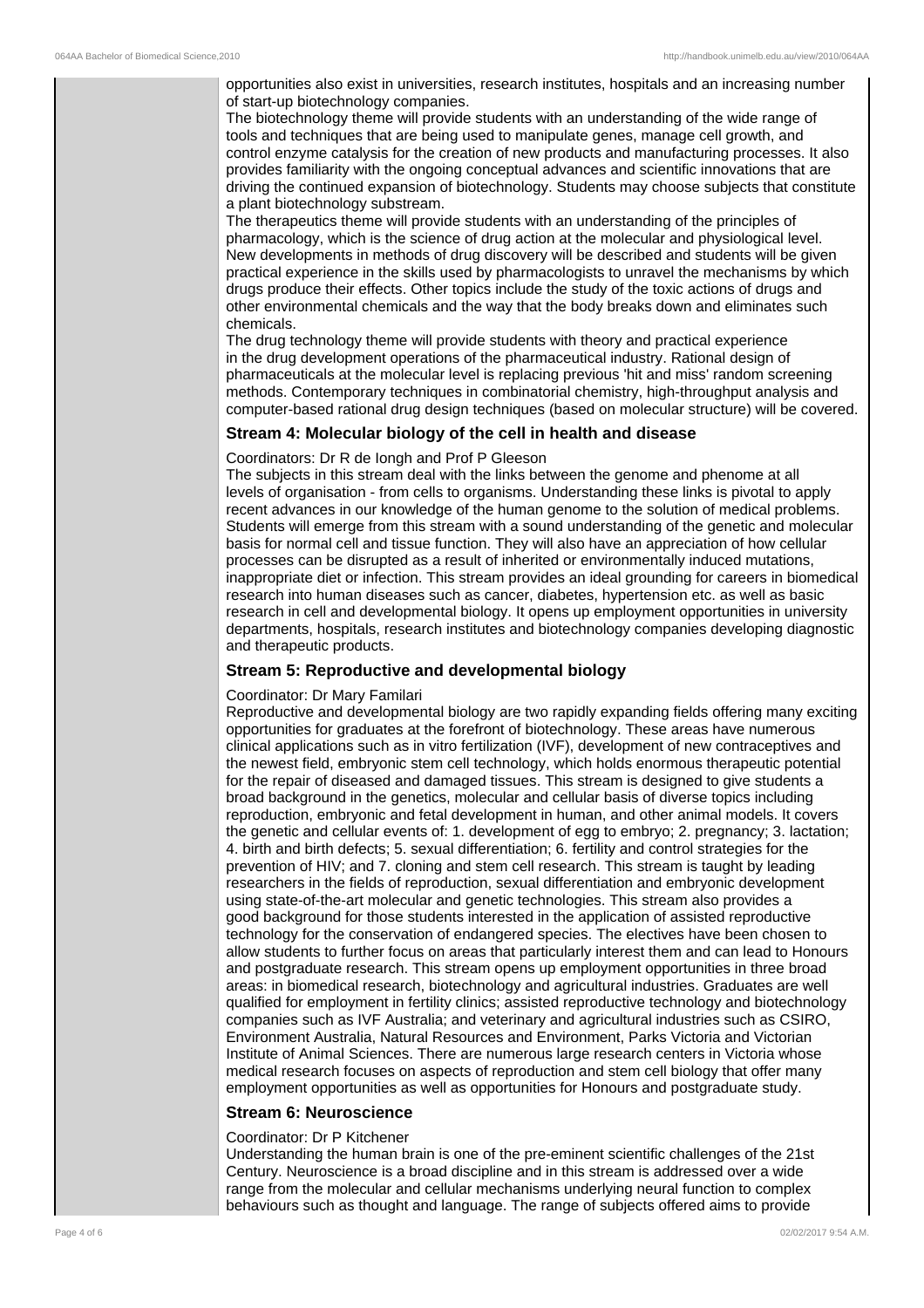opportunities also exist in universities, research institutes, hospitals and an increasing number of start-up biotechnology companies.

The biotechnology theme will provide students with an understanding of the wide range of tools and techniques that are being used to manipulate genes, manage cell growth, and control enzyme catalysis for the creation of new products and manufacturing processes. It also provides familiarity with the ongoing conceptual advances and scientific innovations that are driving the continued expansion of biotechnology. Students may choose subjects that constitute a plant biotechnology substream.

The therapeutics theme will provide students with an understanding of the principles of pharmacology, which is the science of drug action at the molecular and physiological level. New developments in methods of drug discovery will be described and students will be given practical experience in the skills used by pharmacologists to unravel the mechanisms by which drugs produce their effects. Other topics include the study of the toxic actions of drugs and other environmental chemicals and the way that the body breaks down and eliminates such chemicals.

The drug technology theme will provide students with theory and practical experience in the drug development operations of the pharmaceutical industry. Rational design of pharmaceuticals at the molecular level is replacing previous 'hit and miss' random screening methods. Contemporary techniques in combinatorial chemistry, high-throughput analysis and computer-based rational drug design techniques (based on molecular structure) will be covered.

### Stream 4: Molecular biology of the cell in health and disease

Coordinators: Dr R de Iongh and Prof P Gleeson

The subjects in this stream deal with the links between the genome and phenome at all levels of organisation - from cells to organisms. Understanding these links is pivotal to apply recent advances in our knowledge of the human genome to the solution of medical problems. Students will emerge from this stream with a sound understanding of the genetic and molecular basis for normal cell and tissue function. They will also have an appreciation of how cellular processes can be disrupted as a result of inherited or environmentally induced mutations, inappropriate diet or infection. This stream provides an ideal grounding for careers in biomedical research into human diseases such as cancer, diabetes, hypertension etc. as well as basic research in cell and developmental biology. It opens up employment opportunities in university departments, hospitals, research institutes and biotechnology companies developing diagnostic and therapeutic products.

### Stream 5: Reproductive and developmental biology

Coordinator: Dr Mary Familari

Reproductive and developmental biology are two rapidly expanding fields offering many exciting opportunities for graduates at the forefront of biotechnology. These areas have numerous clinical applications such as in vitro fertilization (IVF), development of new contraceptives and the newest field, embryonic stem cell technology, which holds enormous therapeutic potential for the repair of diseased and damaged tissues. This stream is designed to give students a broad background in the genetics, molecular and cellular basis of diverse topics including reproduction, embryonic and fetal development in human, and other animal models. It covers the genetic and cellular events of: 1. development of egg to embryo; 2. pregnancy; 3. lactation; 4. birth and birth defects; 5. sexual differentiation; 6. fertility and control strategies for the prevention of HIV; and 7. cloning and stem cell research. This stream is taught by leading researchers in the fields of reproduction, sexual differentiation and embryonic development using state-of-the-art molecular and genetic technologies. This stream also provides a good background for those students interested in the application of assisted reproductive technology for the conservation of endangered species. The electives have been chosen to allow students to further focus on areas that particularly interest them and can lead to Honours and postgraduate research. This stream opens up employment opportunities in three broad areas: in biomedical research, biotechnology and agricultural industries. Graduates are well qualified for employment in fertility clinics; assisted reproductive technology and biotechnology companies such as IVF Australia; and veterinary and agricultural industries such as CSIRO, Environment Australia, Natural Resources and Environment, Parks Victoria and Victorian Institute of Animal Sciences. There are numerous large research centers in Victoria whose medical research focuses on aspects of reproduction and stem cell biology that offer many employment opportunities as well as opportunities for Honours and postgraduate study.

### Stream 6: Neuroscience

Coordinator: Dr P Kitchener

Understanding the human brain is one of the pre-eminent scientific challenges of the 21st Century. Neuroscience is a broad discipline and in this stream is addressed over a wide range from the molecular and cellular mechanisms underlying neural function to complex behaviours such as thought and language. The range of subjects offered aims to provide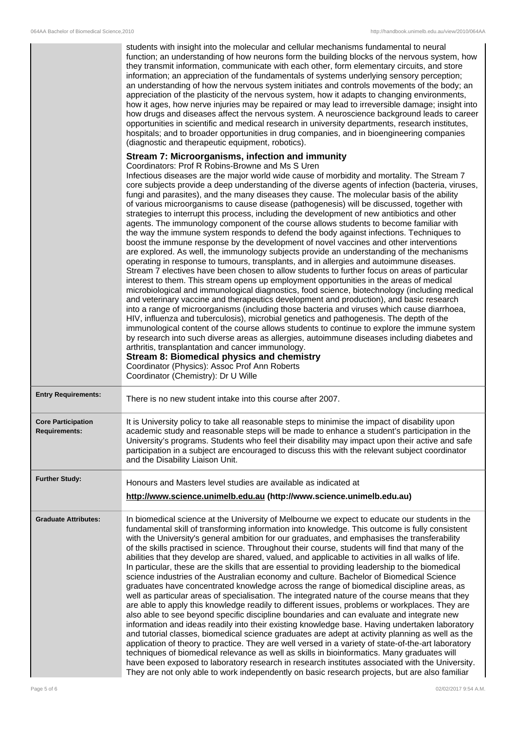students with insight into the molecular and cellular mechanisms fundamental to neural function; an understanding of how neurons form the building blocks of the nervous system, how they transmit information, communicate with each other, form elementary circuits, and store information; an appreciation of the fundamentals of systems underlying sensory perception; an understanding of how the nervous system initiates and controls movements of the body; an appreciation of the plasticity of the nervous system, how it adapts to changing environments, how it ages, how nerve injuries may be repaired or may lead to irreversible damage; insight into how drugs and diseases affect the nervous system. A neuroscience background leads to career opportunities in scientific and medical research in university departments, research institutes, hospitals; and to broader opportunities in drug companies, and in bioengineering companies (diagnostic and therapeutic equipment, robotics).

**Stream 7: Microorganisms, infection and immunity**

Coordinators: Prof R Robins-Browne and Ms S Uren

Infectious diseases are the major world wide cause of morbidity and mortality. The Stream 7 core subjects provide a deep understanding of the diverse agents of infection (bacteria, viruses, fungi and parasites), and the many diseases they cause. The molecular basis of the ability of various microorganisms to cause disease (pathogenesis) will be discussed, together with strategies to interrupt this process, including the development of new antibiotics and other agents. The immunology component of the course allows students to become familiar with the way the immune system responds to defend the body against infections. Techniques to boost the immune response by the development of novel vaccines and other interventions are explored. As well, the immunology subjects provide an understanding of the mechanisms operating in response to tumours, transplants, and in allergies and autoimmune diseases. Stream 7 electives have been chosen to allow students to further focus on areas of particular interest to them. This stream opens up employment opportunities in the areas of medical microbiological and immunological diagnostics, food science, biotechnology (including medical and veterinary vaccine and therapeutics development and production), and basic research into a range of microorganisms (including those bacteria and viruses which cause diarrhoea, HIV, influenza and tuberculosis), microbial genetics and pathogenesis. The depth of the immunological content of the course allows students to continue to explore the immune system by research into such diverse areas as allergies, autoimmune diseases including diabetes and arthritis, transplantation and cancer immunology.

**Stream 8: Biomedical physics and chemistry**

Coordinator (Physics): Assoc Prof Ann Roberts

Coordinator (Chemistry): Dr U Wille

| | |
|---|---|
| **Entry Requirements:** | There is no new student intake into this course after 2007. |
| **Core Participation Requirements:** | It is University policy to take all reasonable steps to minimise the impact of disability upon academic study and reasonable steps will be made to enhance a student's participation in the University's programs. Students who feel their disability may impact upon their active and safe participation in a subject are encouraged to discuss this with the relevant subject coordinator and the Disability Liaison Unit. |
| **Further Study:** | Honours and Masters level studies are available as indicated at **http://www.science.unimelb.edu.au (http://www.science.unimelb.edu.au)** |
| **Graduate Attributes:** | In biomedical science at the University of Melbourne we expect to educate our students in the fundamental skill of transforming information into knowledge. This outcome is fully consistent with the University's general ambition for our graduates, and emphasises the transferability of the skills practised in science. Throughout their course, students will find that many of the abilities that they develop are shared, valued, and applicable to activities in all walks of life. In particular, these are the skills that are essential to providing leadership to the biomedical science industries of the Australian economy and culture. Bachelor of Biomedical Science graduates have concentrated knowledge across the range of biomedical discipline areas, as well as particular areas of specialisation. The integrated nature of the course means that they are able to apply this knowledge readily to different issues, problems or workplaces. They are also able to see beyond specific discipline boundaries and can evaluate and integrate new information and ideas readily into their existing knowledge base. Having undertaken laboratory and tutorial classes, biomedical science graduates are adept at activity planning as well as the application of theory to practice. They are well versed in a variety of state-of-the-art laboratory techniques of biomedical relevance as well as skills in bioinformatics. Many graduates will have been exposed to laboratory research in research institutes associated with the University. They are not only able to work independently on basic research projects, but are also familiar |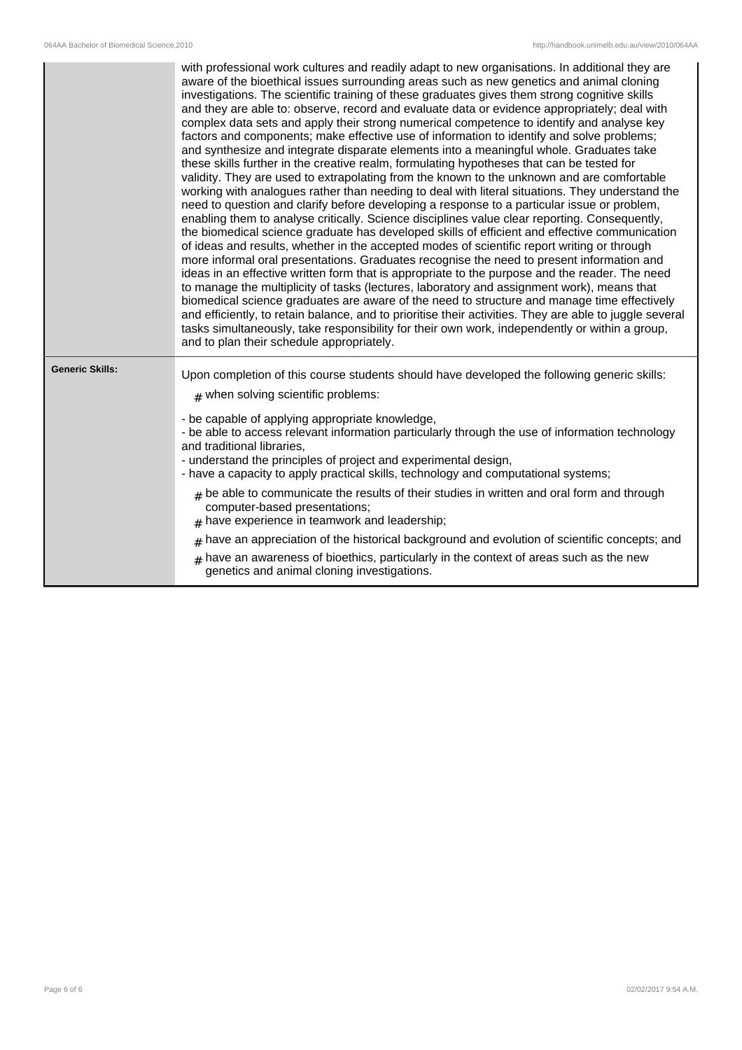| | |
|---|---|
| | with professional work cultures and readily adapt to new organisations. In additional they are aware of the bioethical issues surrounding areas such as new genetics and animal cloning investigations. The scientific training of these graduates gives them strong cognitive skills and they are able to: observe, record and evaluate data or evidence appropriately; deal with complex data sets and apply their strong numerical competence to identify and analyse key factors and components; make effective use of information to identify and solve problems; and synthesize and integrate disparate elements into a meaningful whole. Graduates take these skills further in the creative realm, formulating hypotheses that can be tested for validity. They are used to extrapolating from the known to the unknown and are comfortable working with analogues rather than needing to deal with literal situations. They understand the need to question and clarify before developing a response to a particular issue or problem, enabling them to analyse critically. Science disciplines value clear reporting. Consequently, the biomedical science graduate has developed skills of efficient and effective communication of ideas and results, whether in the accepted modes of scientific report writing or through more informal oral presentations. Graduates recognise the need to present information and ideas in an effective written form that is appropriate to the purpose and the reader. The need to manage the multiplicity of tasks (lectures, laboratory and assignment work), means that biomedical science graduates are aware of the need to structure and manage time effectively and efficiently, to retain balance, and to prioritise their activities. They are able to juggle several tasks simultaneously, take responsibility for their own work, independently or within a group, and to plan their schedule appropriately. |
| **Generic Skills:** | Upon completion of this course students should have developed the following generic skills:<br># when solving scientific problems:<br>- be capable of applying appropriate knowledge,<br>- be able to access relevant information particularly through the use of information technology and traditional libraries,<br>- understand the principles of project and experimental design,<br>- have a capacity to apply practical skills, technology and computational systems;<br># be able to communicate the results of their studies in written and oral form and through computer-based presentations;<br># have experience in teamwork and leadership;<br># have an appreciation of the historical background and evolution of scientific concepts; and<br># have an awareness of bioethics, particularly in the context of areas such as the new genetics and animal cloning investigations. |